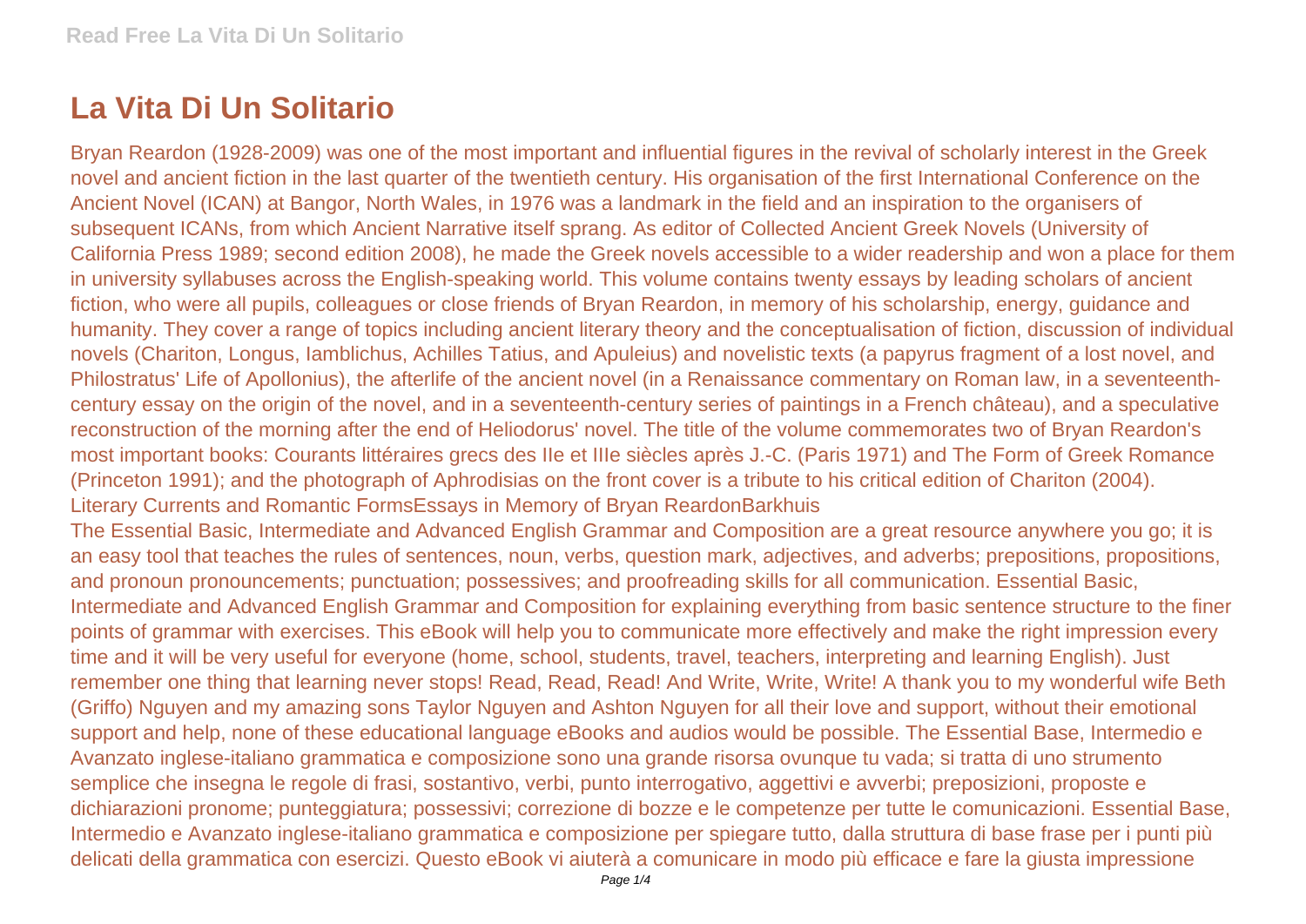# La Vita Di Un Solitario

Bryan Reardon (1928-2009) was one of the most important and influential figures in the revival of scholarly interest in the Greek novel and ancient fiction in the last quarter of the twentieth century. His organisation of the first International Conference on the Ancient Novel (ICAN) at Bangor, North Wales, in 1976 was a landmark in the field and an inspiration to the organisers of subsequent ICANs, from which Ancient Narrative itself sprang. As editor of Collected Ancient Greek Novels (University of California Press 1989; second edition 2008), he made the Greek novels accessible to a wider readership and won a place for them in university syllabuses across the English-speaking world. This volume contains twenty essays by leading scholars of ancient fiction, who were all pupils, colleagues or close friends of Bryan Reardon, in memory of his scholarship, energy, guidance and humanity. They cover a range of topics including ancient literary theory and the conceptualisation of fiction, discussion of individual novels (Chariton, Longus, Iamblichus, Achilles Tatius, and Apuleius) and novelistic texts (a papyrus fragment of a lost novel, and Philostratus' Life of Apollonius), the afterlife of the ancient novel (in a Renaissance commentary on Roman law, in a seventeenth-century essay on the origin of the novel, and in a seventeenth-century series of paintings in a French château), and a speculative reconstruction of the morning after the end of Heliodorus' novel. The title of the volume commemorates two of Bryan Reardon's most important books: Courants littéraires grecs des IIe et IIIe siècles après J.-C. (Paris 1971) and The Form of Greek Romance (Princeton 1991); and the photograph of Aphrodisias on the front cover is a tribute to his critical edition of Chariton (2004).

Literary Currents and Romantic FormsEssays in Memory of Bryan ReardonBarkhuis

The Essential Basic, Intermediate and Advanced English Grammar and Composition are a great resource anywhere you go; it is an easy tool that teaches the rules of sentences, noun, verbs, question mark, adjectives, and adverbs; prepositions, propositions, and pronoun pronouncements; punctuation; possessives; and proofreading skills for all communication. Essential Basic, Intermediate and Advanced English Grammar and Composition for explaining everything from basic sentence structure to the finer points of grammar with exercises. This eBook will help you to communicate more effectively and make the right impression every time and it will be very useful for everyone (home, school, students, travel, teachers, interpreting and learning English). Just remember one thing that learning never stops! Read, Read, Read! And Write, Write, Write! A thank you to my wonderful wife Beth (Griffo) Nguyen and my amazing sons Taylor Nguyen and Ashton Nguyen for all their love and support, without their emotional support and help, none of these educational language eBooks and audios would be possible. The Essential Base, Intermedio e Avanzato inglese-italiano grammatica e composizione sono una grande risorsa ovunque tu vada; si tratta di uno strumento semplice che insegna le regole di frasi, sostantivo, verbi, punto interrogativo, aggettivi e avverbi; preposizioni, proposte e dichiarazioni pronome; punteggiatura; possessivi; correzione di bozze e le competenze per tutte le comunicazioni. Essential Base, Intermedio e Avanzato inglese-italiano grammatica e composizione per spiegare tutto, dalla struttura di base frase per i punti più delicati della grammatica con esercizi. Questo eBook vi aiuterà a comunicare in modo più efficace e fare la giusta impressione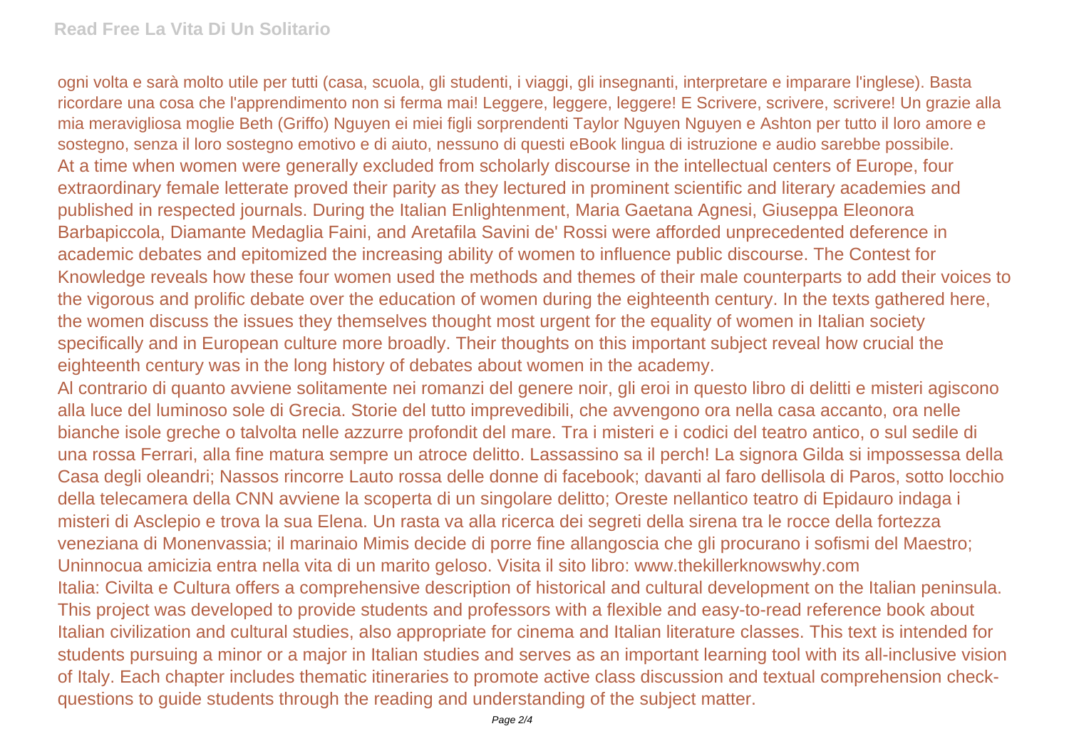ogni volta e sarà molto utile per tutti (casa, scuola, gli studenti, i viaggi, gli insegnanti, interpretare e imparare l'inglese). Basta ricordare una cosa che l'apprendimento non si ferma mai! Leggere, leggere, leggere! E Scrivere, scrivere, scrivere! Un grazie alla mia meravigliosa moglie Beth (Griffo) Nguyen ei miei figli sorprendenti Taylor Nguyen Nguyen e Ashton per tutto il loro amore e sostegno, senza il loro sostegno emotivo e di aiuto, nessuno di questi eBook lingua di istruzione e audio sarebbe possibile.

At a time when women were generally excluded from scholarly discourse in the intellectual centers of Europe, four extraordinary female letterate proved their parity as they lectured in prominent scientific and literary academies and published in respected journals. During the Italian Enlightenment, Maria Gaetana Agnesi, Giuseppa Eleonora Barbapiccola, Diamante Medaglia Faini, and Aretafila Savini de' Rossi were afforded unprecedented deference in academic debates and epitomized the increasing ability of women to influence public discourse. The Contest for Knowledge reveals how these four women used the methods and themes of their male counterparts to add their voices to the vigorous and prolific debate over the education of women during the eighteenth century. In the texts gathered here, the women discuss the issues they themselves thought most urgent for the equality of women in Italian society specifically and in European culture more broadly. Their thoughts on this important subject reveal how crucial the eighteenth century was in the long history of debates about women in the academy.

Al contrario di quanto avviene solitamente nei romanzi del genere noir, gli eroi in questo libro di delitti e misteri agiscono alla luce del luminoso sole di Grecia. Storie del tutto imprevedibili, che avvengono ora nella casa accanto, ora nelle bianche isole greche o talvolta nelle azzurre profondit del mare. Tra i misteri e i codici del teatro antico, o sul sedile di una rossa Ferrari, alla fine matura sempre un atroce delitto. Lassassino sa il perch! La signora Gilda si impossessa della Casa degli oleandri; Nassos rincorre Lauto rossa delle donne di facebook; davanti al faro dellisola di Paros, sotto locchio della telecamera della CNN avviene la scoperta di un singolare delitto; Oreste nellantico teatro di Epidauro indaga i misteri di Asclepio e trova la sua Elena. Un rasta va alla ricerca dei segreti della sirena tra le rocce della fortezza veneziana di Monenvassia; il marinaio Mimis decide di porre fine allangoscia che gli procurano i sofismi del Maestro; Uninnocua amicizia entra nella vita di un marito geloso. Visita il sito libro: www.thekillerknowswhy.com

Italia: Civilta e Cultura offers a comprehensive description of historical and cultural development on the Italian peninsula. This project was developed to provide students and professors with a flexible and easy-to-read reference book about Italian civilization and cultural studies, also appropriate for cinema and Italian literature classes. This text is intended for students pursuing a minor or a major in Italian studies and serves as an important learning tool with its all-inclusive vision of Italy. Each chapter includes thematic itineraries to promote active class discussion and textual comprehension check-questions to guide students through the reading and understanding of the subject matter.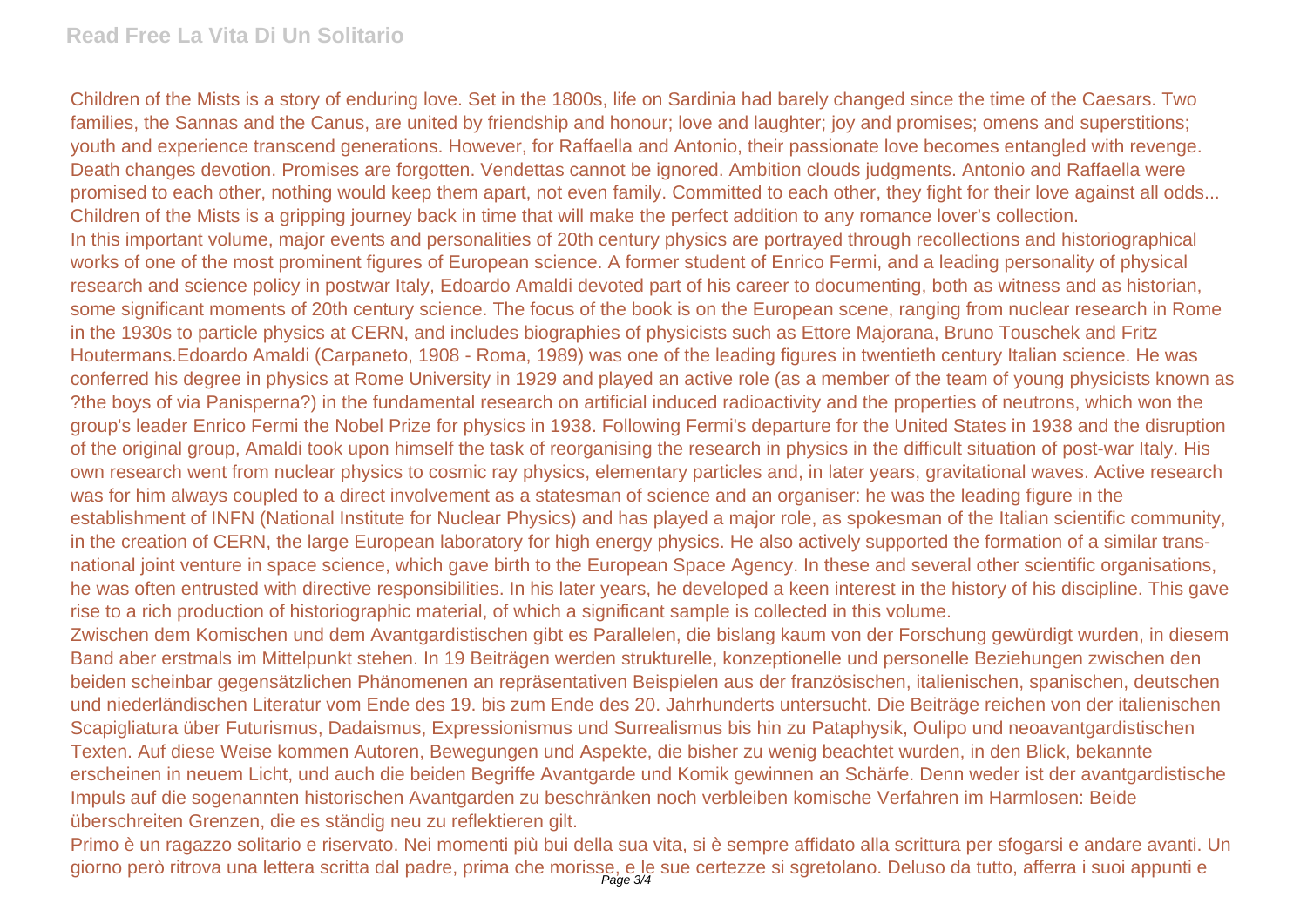Children of the Mists is a story of enduring love. Set in the 1800s, life on Sardinia had barely changed since the time of the Caesars. Two families, the Sannas and the Canus, are united by friendship and honour; love and laughter; joy and promises; omens and superstitions; youth and experience transcend generations. However, for Raffaella and Antonio, their passionate love becomes entangled with revenge. Death changes devotion. Promises are forgotten. Vendettas cannot be ignored. Ambition clouds judgments. Antonio and Raffaella were promised to each other, nothing would keep them apart, not even family. Committed to each other, they fight for their love against all odds... Children of the Mists is a gripping journey back in time that will make the perfect addition to any romance lover's collection.

In this important volume, major events and personalities of 20th century physics are portrayed through recollections and historiographical works of one of the most prominent figures of European science. A former student of Enrico Fermi, and a leading personality of physical research and science policy in postwar Italy, Edoardo Amaldi devoted part of his career to documenting, both as witness and as historian, some significant moments of 20th century science. The focus of the book is on the European scene, ranging from nuclear research in Rome in the 1930s to particle physics at CERN, and includes biographies of physicists such as Ettore Majorana, Bruno Touschek and Fritz Houtermans.Edoardo Amaldi (Carpaneto, 1908 - Roma, 1989) was one of the leading figures in twentieth century Italian science. He was conferred his degree in physics at Rome University in 1929 and played an active role (as a member of the team of young physicists known as ?the boys of via Panisperna?) in the fundamental research on artificial induced radioactivity and the properties of neutrons, which won the group's leader Enrico Fermi the Nobel Prize for physics in 1938. Following Fermi's departure for the United States in 1938 and the disruption of the original group, Amaldi took upon himself the task of reorganising the research in physics in the difficult situation of post-war Italy. His own research went from nuclear physics to cosmic ray physics, elementary particles and, in later years, gravitational waves. Active research was for him always coupled to a direct involvement as a statesman of science and an organiser: he was the leading figure in the establishment of INFN (National Institute for Nuclear Physics) and has played a major role, as spokesman of the Italian scientific community, in the creation of CERN, the large European laboratory for high energy physics. He also actively supported the formation of a similar trans-national joint venture in space science, which gave birth to the European Space Agency. In these and several other scientific organisations, he was often entrusted with directive responsibilities. In his later years, he developed a keen interest in the history of his discipline. This gave rise to a rich production of historiographic material, of which a significant sample is collected in this volume.

Zwischen dem Komischen und dem Avantgardistischen gibt es Parallelen, die bislang kaum von der Forschung gewürdigt wurden, in diesem Band aber erstmals im Mittelpunkt stehen. In 19 Beiträgen werden strukturelle, konzeptionelle und personelle Beziehungen zwischen den beiden scheinbar gegensätzlichen Phänomenen an repräsentativen Beispielen aus der französischen, italienischen, spanischen, deutschen und niederländischen Literatur vom Ende des 19. bis zum Ende des 20. Jahrhunderts untersucht. Die Beiträge reichen von der italienischen Scapigliatura über Futurismus, Dadaismus, Expressionismus und Surrealismus bis hin zu Pataphysik, Oulipo und neoavantgardistischen Texten. Auf diese Weise kommen Autoren, Bewegungen und Aspekte, die bisher zu wenig beachtet wurden, in den Blick, bekannte erscheinen in neuem Licht, und auch die beiden Begriffe Avantgarde und Komik gewinnen an Schärfe. Denn weder ist der avantgardistische Impuls auf die sogenannten historischen Avantgarden zu beschränken noch verbleiben komische Verfahren im Harmlosen: Beide überschreiten Grenzen, die es ständig neu zu reflektieren gilt.

Primo è un ragazzo solitario e riservato. Nei momenti più bui della sua vita, si è sempre affidato alla scrittura per sfogarsi e andare avanti. Un giorno però ritrova una lettera scritta dal padre, prima che morisse, e le sue certezze si sgretolano. Deluso da tutto, afferra i suoi appunti e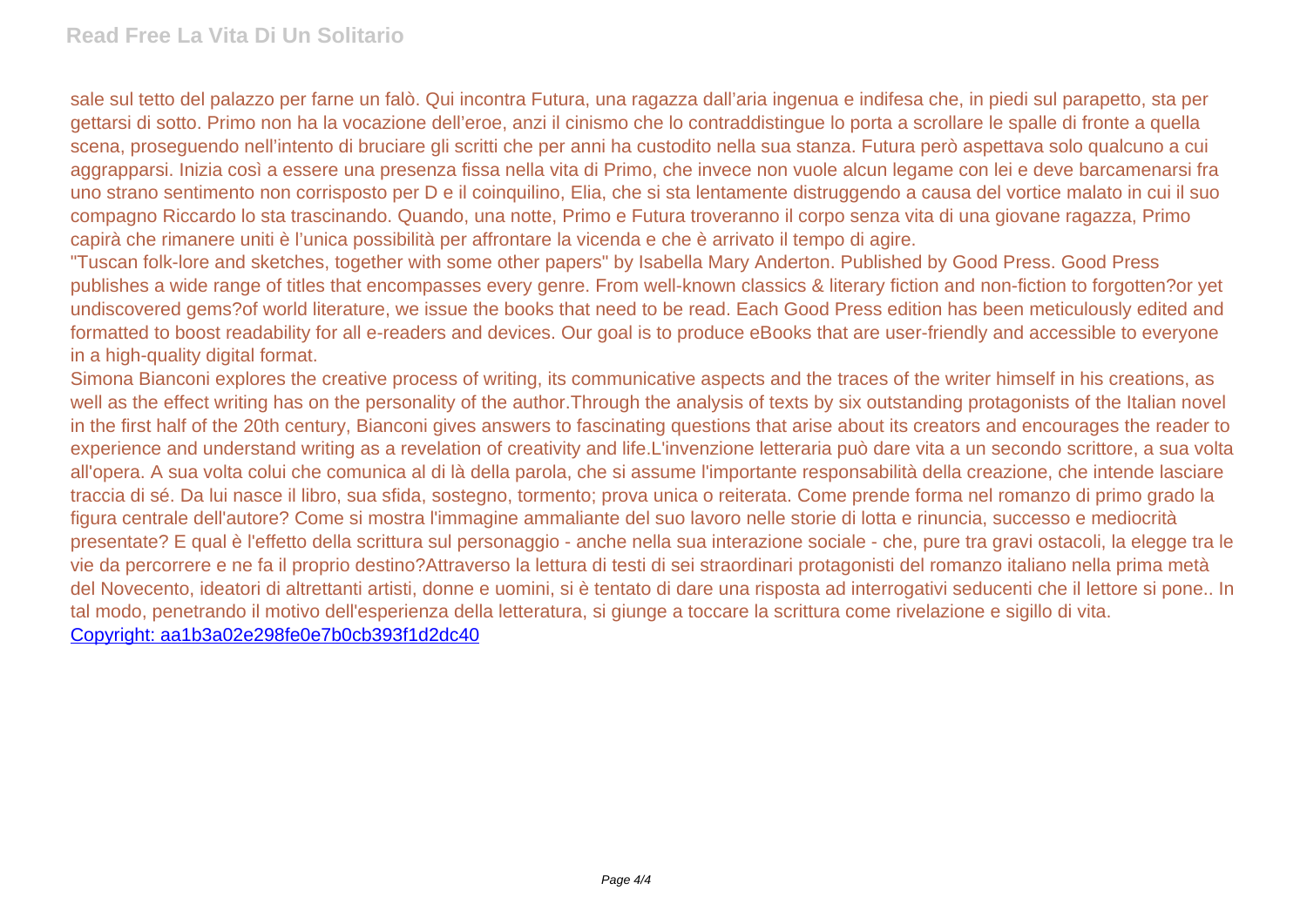sale sul tetto del palazzo per farne un falò. Qui incontra Futura, una ragazza dall’aria ingenua e indifesa che, in piedi sul parapetto, sta per gettarsi di sotto. Primo non ha la vocazione dell’eroe, anzi il cinismo che lo contraddistingue lo porta a scrollare le spalle di fronte a quella scena, proseguendo nell’intento di bruciare gli scritti che per anni ha custodito nella sua stanza. Futura però aspettava solo qualcuno a cui aggrapparsi. Inizia così a essere una presenza fissa nella vita di Primo, che invece non vuole alcun legame con lei e deve barcamenarsi fra uno strano sentimento non corrisposto per D e il coinquilino, Elia, che si sta lentamente distruggendo a causa del vortice malato in cui il suo compagno Riccardo lo sta trascinando. Quando, una notte, Primo e Futura troveranno il corpo senza vita di una giovane ragazza, Primo capirà che rimanere uniti è l’unica possibilità per affrontare la vicenda e che è arrivato il tempo di agire.

"Tuscan folk-lore and sketches, together with some other papers" by Isabella Mary Anderton. Published by Good Press. Good Press publishes a wide range of titles that encompasses every genre. From well-known classics & literary fiction and non-fiction to forgotten?or yet undiscovered gems?of world literature, we issue the books that need to be read. Each Good Press edition has been meticulously edited and formatted to boost readability for all e-readers and devices. Our goal is to produce eBooks that are user-friendly and accessible to everyone in a high-quality digital format.

Simona Bianconi explores the creative process of writing, its communicative aspects and the traces of the writer himself in his creations, as well as the effect writing has on the personality of the author.Through the analysis of texts by six outstanding protagonists of the Italian novel in the first half of the 20th century, Bianconi gives answers to fascinating questions that arise about its creators and encourages the reader to experience and understand writing as a revelation of creativity and life.L'invenzione letteraria può dare vita a un secondo scrittore, a sua volta all'opera. A sua volta colui che comunica al di là della parola, che si assume l'importante responsabilità della creazione, che intende lasciare traccia di sé. Da lui nasce il libro, sua sfida, sostegno, tormento; prova unica o reiterata. Come prende forma nel romanzo di primo grado la figura centrale dell'autore? Come si mostra l'immagine ammaliante del suo lavoro nelle storie di lotta e rinuncia, successo e mediocrità presentate? E qual è l'effetto della scrittura sul personaggio - anche nella sua interazione sociale - che, pure tra gravi ostacoli, la elegge tra le vie da percorrere e ne fa il proprio destino?Attraverso la lettura di testi di sei straordinari protagonisti del romanzo italiano nella prima metà del Novecento, ideatori di altrettanti artisti, donne e uomini, si è tentato di dare una risposta ad interrogativi seducenti che il lettore si pone.. In tal modo, penetrando il motivo dell'esperienza della letteratura, si giunge a toccare la scrittura come rivelazione e sigillo di vita.

Copyright: aa1b3a02e298fe0e7b0cb393f1d2dc40